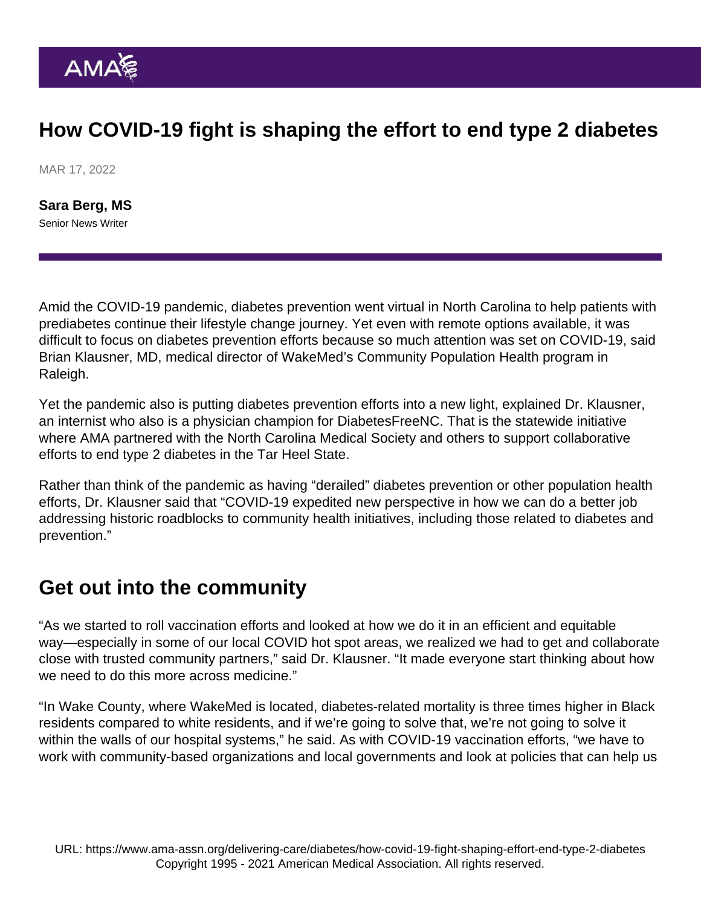# How COVID-19 fight is shaping the effort to end type 2 diabetes

MAR 17, 2022

**Sara Berg, MS**
Senior News Writer

Amid the COVID-19 pandemic, diabetes prevention went virtual in North Carolina to help patients with prediabetes continue their lifestyle change journey. Yet even with remote options available, it was difficult to focus on diabetes prevention efforts because so much attention was set on COVID-19, said Brian Klausner, MD, medical director of WakeMed's Community Population Health program in Raleigh.

Yet the pandemic also is putting diabetes prevention efforts into a new light, explained Dr. Klausner, an internist who also is a physician champion for DiabetesFreeNC. That is the statewide initiative where AMA partnered with the North Carolina Medical Society and others to support collaborative efforts to end type 2 diabetes in the Tar Heel State.

Rather than think of the pandemic as having "derailed" diabetes prevention or other population health efforts, Dr. Klausner said that "COVID-19 expedited new perspective in how we can do a better job addressing historic roadblocks to community health initiatives, including those related to diabetes and prevention."

## Get out into the community

"As we started to roll vaccination efforts and looked at how we do it in an efficient and equitable way—especially in some of our local COVID hot spot areas, we realized we had to get and collaborate close with trusted community partners," said Dr. Klausner. "It made everyone start thinking about how we need to do this more across medicine."

"In Wake County, where WakeMed is located, diabetes-related mortality is three times higher in Black residents compared to white residents, and if we're going to solve that, we're not going to solve it within the walls of our hospital systems," he said. As with COVID-19 vaccination efforts, "we have to work with community-based organizations and local governments and look at policies that can help us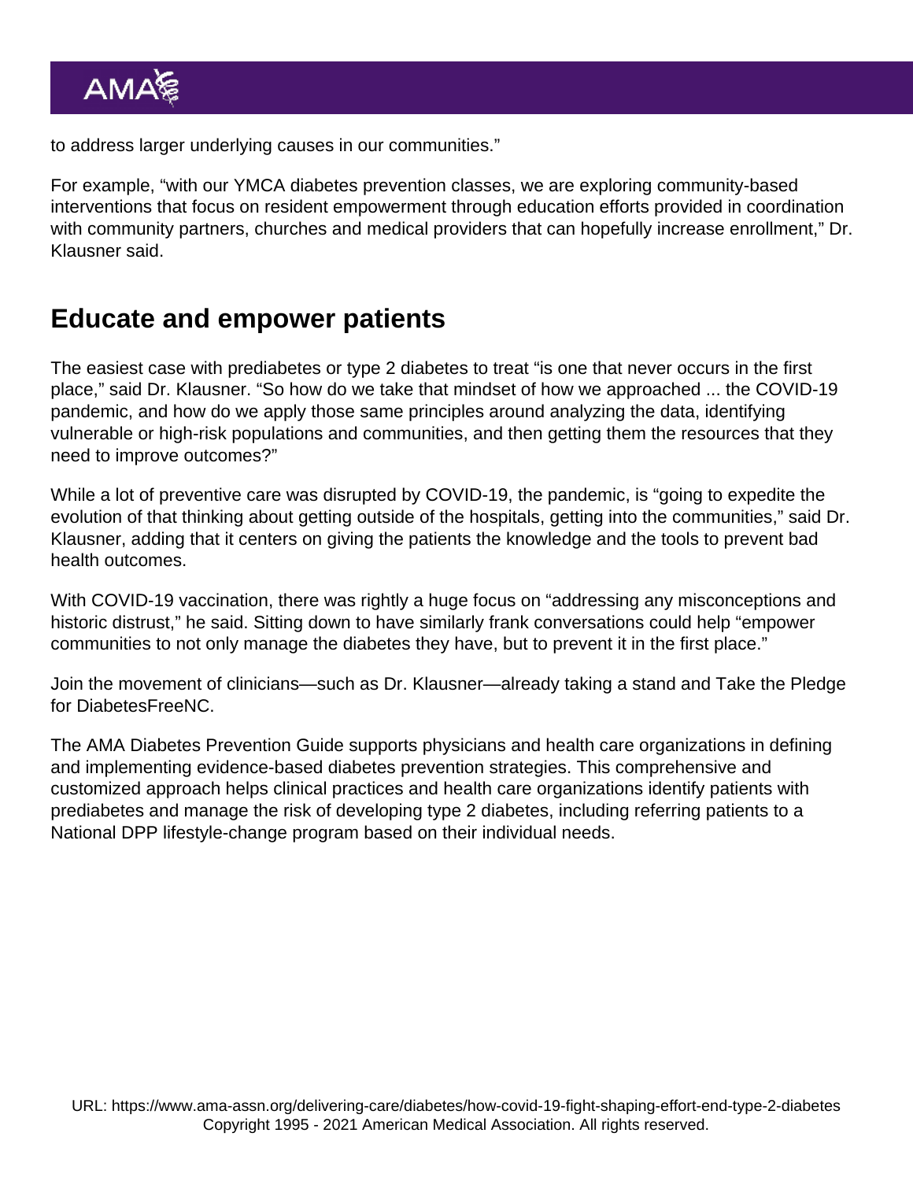to address larger underlying causes in our communities."

For example, "with our YMCA diabetes prevention classes, we are exploring community-based interventions that focus on resident empowerment through education efforts provided in coordination with community partners, churches and medical providers that can hopefully increase enrollment," Dr. Klausner said.

## Educate and empower patients

The easiest case with prediabetes or type 2 diabetes to treat "is one that never occurs in the first place," said Dr. Klausner. "So how do we take that mindset of how we approached ... the COVID-19 pandemic, and how do we apply those same principles around analyzing the data, identifying vulnerable or high-risk populations and communities, and then getting them the resources that they need to improve outcomes?"

While a lot of preventive care was disrupted by COVID-19, the pandemic, is "going to expedite the evolution of that thinking about getting outside of the hospitals, getting into the communities," said Dr. Klausner, adding that it centers on giving the patients the knowledge and the tools to prevent bad health outcomes.

With COVID-19 vaccination, there was rightly a huge focus on "addressing any misconceptions and historic distrust," he said. Sitting down to have similarly frank conversations could help "empower communities to not only manage the diabetes they have, but to prevent it in the first place."

Join the movement of clinicians—such as Dr. Klausner—already taking a stand and Take the Pledge for DiabetesFreeNC.

The AMA Diabetes Prevention Guide supports physicians and health care organizations in defining and implementing evidence-based diabetes prevention strategies. This comprehensive and customized approach helps clinical practices and health care organizations identify patients with prediabetes and manage the risk of developing type 2 diabetes, including referring patients to a National DPP lifestyle-change program based on their individual needs.